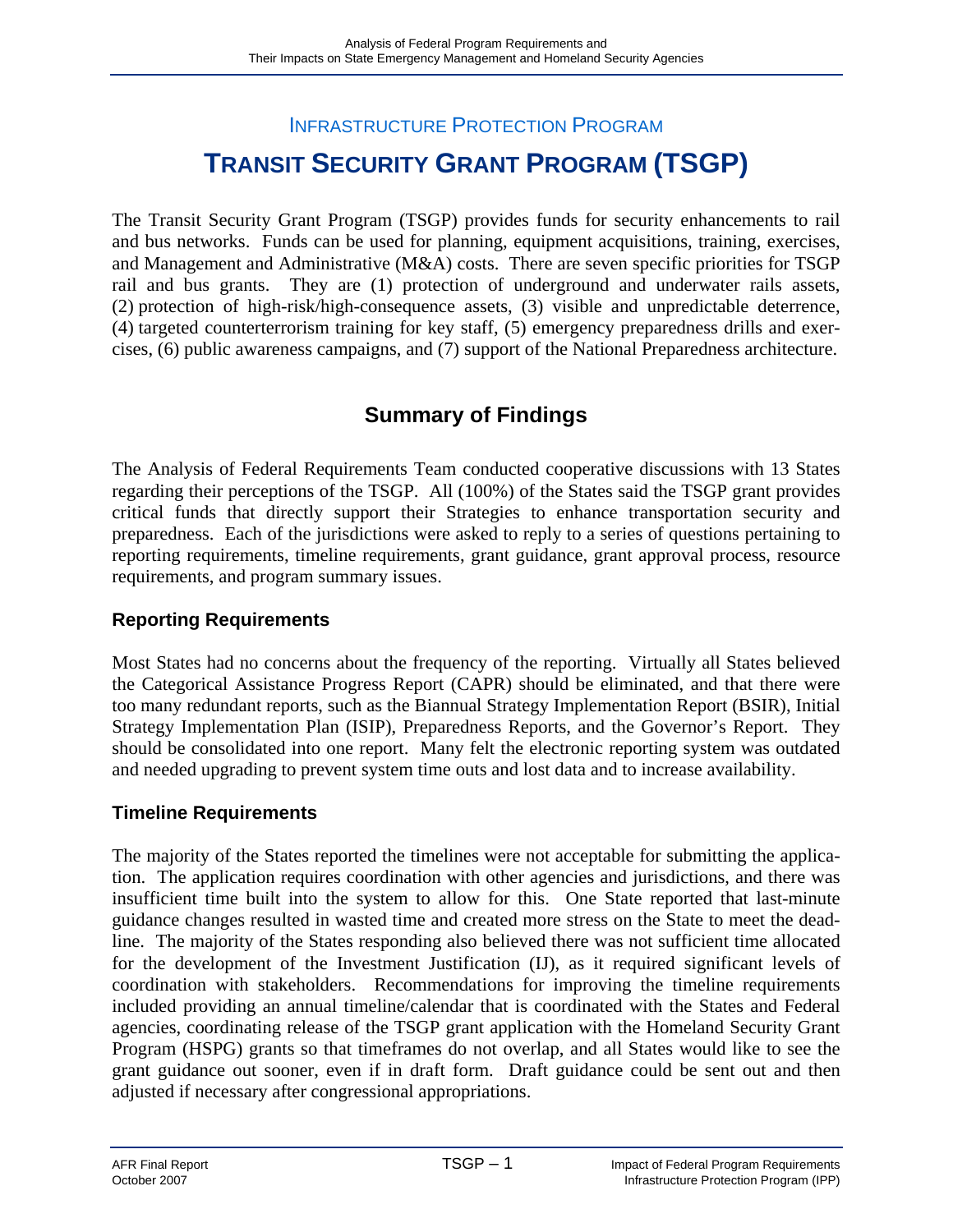## Infrastructure Protection Program

# Transit Security Grant Program (TSGP)

The Transit Security Grant Program (TSGP) provides funds for security enhancements to rail and bus networks. Funds can be used for planning, equipment acquisitions, training, exercises, and Management and Administrative (M&A) costs. There are seven specific priorities for TSGP rail and bus grants. They are (1) protection of underground and underwater rails assets, (2) protection of high-risk/high-consequence assets, (3) visible and unpredictable deterrence, (4) targeted counterterrorism training for key staff, (5) emergency preparedness drills and exercises, (6) public awareness campaigns, and (7) support of the National Preparedness architecture.

## Summary of Findings

The Analysis of Federal Requirements Team conducted cooperative discussions with 13 States regarding their perceptions of the TSGP. All (100%) of the States said the TSGP grant provides critical funds that directly support their Strategies to enhance transportation security and preparedness. Each of the jurisdictions were asked to reply to a series of questions pertaining to reporting requirements, timeline requirements, grant guidance, grant approval process, resource requirements, and program summary issues.

### Reporting Requirements

Most States had no concerns about the frequency of the reporting. Virtually all States believed the Categorical Assistance Progress Report (CAPR) should be eliminated, and that there were too many redundant reports, such as the Biannual Strategy Implementation Report (BSIR), Initial Strategy Implementation Plan (ISIP), Preparedness Reports, and the Governor's Report. They should be consolidated into one report. Many felt the electronic reporting system was outdated and needed upgrading to prevent system time outs and lost data and to increase availability.

### Timeline Requirements

The majority of the States reported the timelines were not acceptable for submitting the application. The application requires coordination with other agencies and jurisdictions, and there was insufficient time built into the system to allow for this. One State reported that last-minute guidance changes resulted in wasted time and created more stress on the State to meet the deadline. The majority of the States responding also believed there was not sufficient time allocated for the development of the Investment Justification (IJ), as it required significant levels of coordination with stakeholders. Recommendations for improving the timeline requirements included providing an annual timeline/calendar that is coordinated with the States and Federal agencies, coordinating release of the TSGP grant application with the Homeland Security Grant Program (HSPG) grants so that timeframes do not overlap, and all States would like to see the grant guidance out sooner, even if in draft form. Draft guidance could be sent out and then adjusted if necessary after congressional appropriations.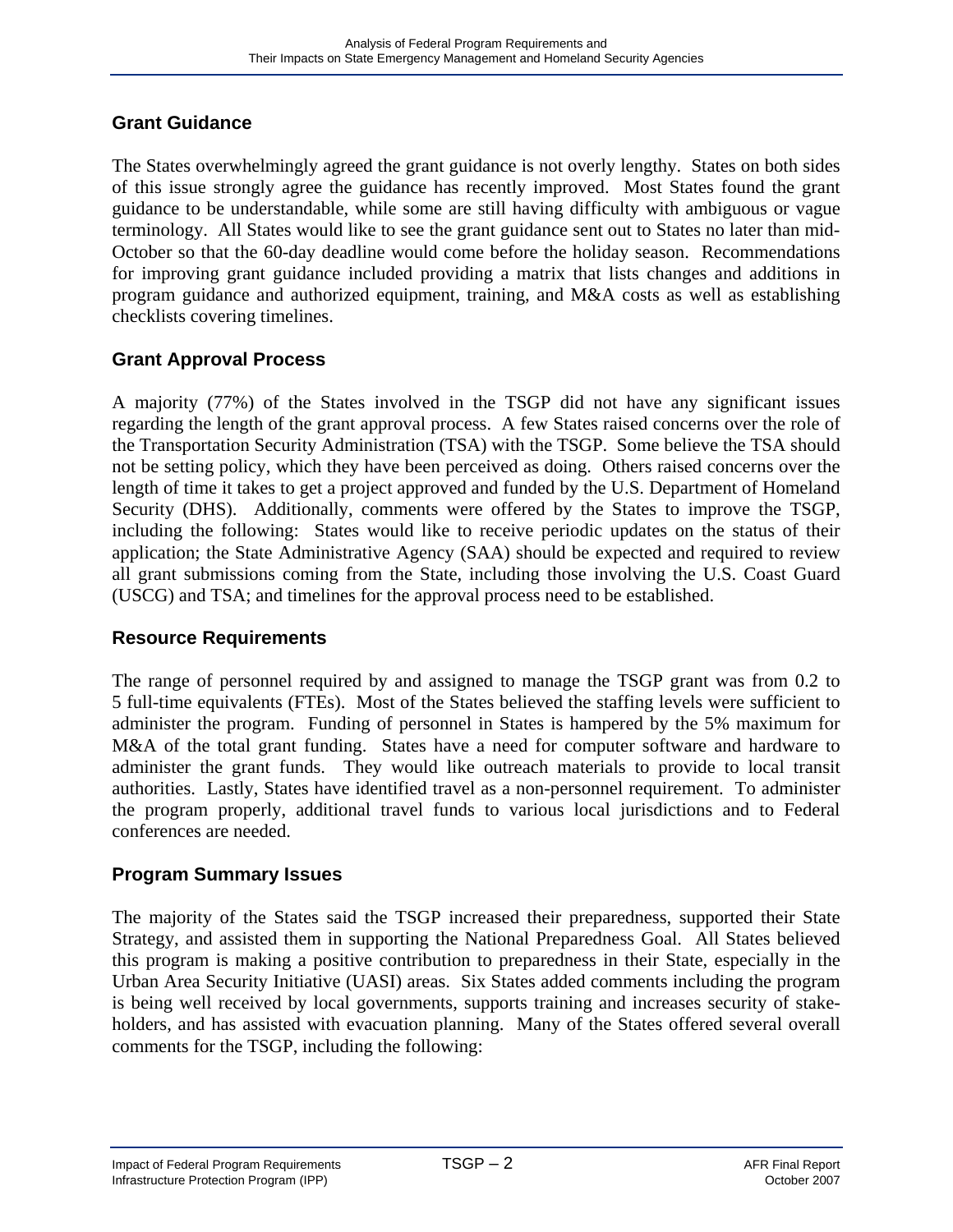## Grant Guidance

The States overwhelmingly agreed the grant guidance is not overly lengthy. States on both sides of this issue strongly agree the guidance has recently improved. Most States found the grant guidance to be understandable, while some are still having difficulty with ambiguous or vague terminology. All States would like to see the grant guidance sent out to States no later than mid-October so that the 60-day deadline would come before the holiday season. Recommendations for improving grant guidance included providing a matrix that lists changes and additions in program guidance and authorized equipment, training, and M&A costs as well as establishing checklists covering timelines.

## Grant Approval Process

A majority (77%) of the States involved in the TSGP did not have any significant issues regarding the length of the grant approval process. A few States raised concerns over the role of the Transportation Security Administration (TSA) with the TSGP. Some believe the TSA should not be setting policy, which they have been perceived as doing. Others raised concerns over the length of time it takes to get a project approved and funded by the U.S. Department of Homeland Security (DHS). Additionally, comments were offered by the States to improve the TSGP, including the following: States would like to receive periodic updates on the status of their application; the State Administrative Agency (SAA) should be expected and required to review all grant submissions coming from the State, including those involving the U.S. Coast Guard (USCG) and TSA; and timelines for the approval process need to be established.

## Resource Requirements

The range of personnel required by and assigned to manage the TSGP grant was from 0.2 to 5 full-time equivalents (FTEs). Most of the States believed the staffing levels were sufficient to administer the program. Funding of personnel in States is hampered by the 5% maximum for M&A of the total grant funding. States have a need for computer software and hardware to administer the grant funds. They would like outreach materials to provide to local transit authorities. Lastly, States have identified travel as a non-personnel requirement. To administer the program properly, additional travel funds to various local jurisdictions and to Federal conferences are needed.

## Program Summary Issues

The majority of the States said the TSGP increased their preparedness, supported their State Strategy, and assisted them in supporting the National Preparedness Goal. All States believed this program is making a positive contribution to preparedness in their State, especially in the Urban Area Security Initiative (UASI) areas. Six States added comments including the program is being well received by local governments, supports training and increases security of stake-holders, and has assisted with evacuation planning. Many of the States offered several overall comments for the TSGP, including the following: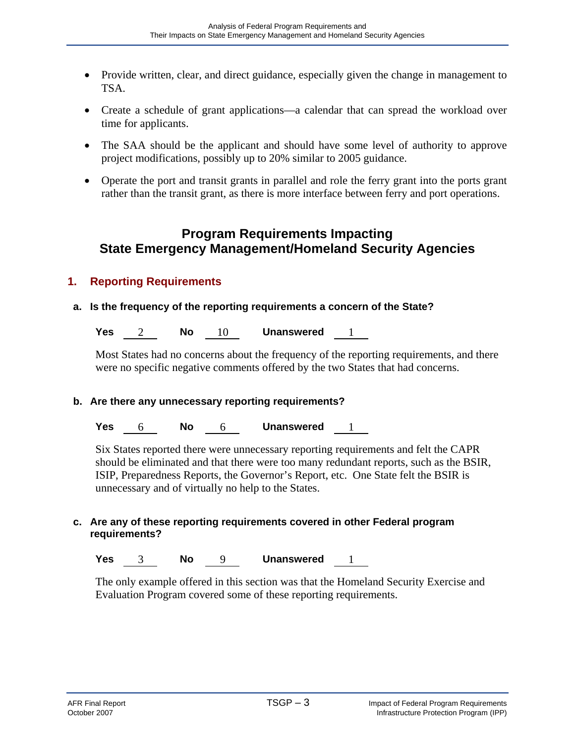- Provide written, clear, and direct guidance, especially given the change in management to TSA.
- Create a schedule of grant applications—a calendar that can spread the workload over time for applicants.
- The SAA should be the applicant and should have some level of authority to approve project modifications, possibly up to 20% similar to 2005 guidance.
- Operate the port and transit grants in parallel and role the ferry grant into the ports grant rather than the transit grant, as there is more interface between ferry and port operations.

## Program Requirements Impacting State Emergency Management/Homeland Security Agencies

### 1. Reporting Requirements

**a. Is the frequency of the reporting requirements a concern of the State?**

**Yes** 2 **No** 10 **Unanswered** 1

Most States had no concerns about the frequency of the reporting requirements, and there were no specific negative comments offered by the two States that had concerns.

**b. Are there any unnecessary reporting requirements?**

**Yes** 6 **No** 6 **Unanswered** 1

Six States reported there were unnecessary reporting requirements and felt the CAPR should be eliminated and that there were too many redundant reports, such as the BSIR, ISIP, Preparedness Reports, the Governor's Report, etc. One State felt the BSIR is unnecessary and of virtually no help to the States.

**c. Are any of these reporting requirements covered in other Federal program requirements?**

**Yes** 3 **No** 9 **Unanswered** 1

The only example offered in this section was that the Homeland Security Exercise and Evaluation Program covered some of these reporting requirements.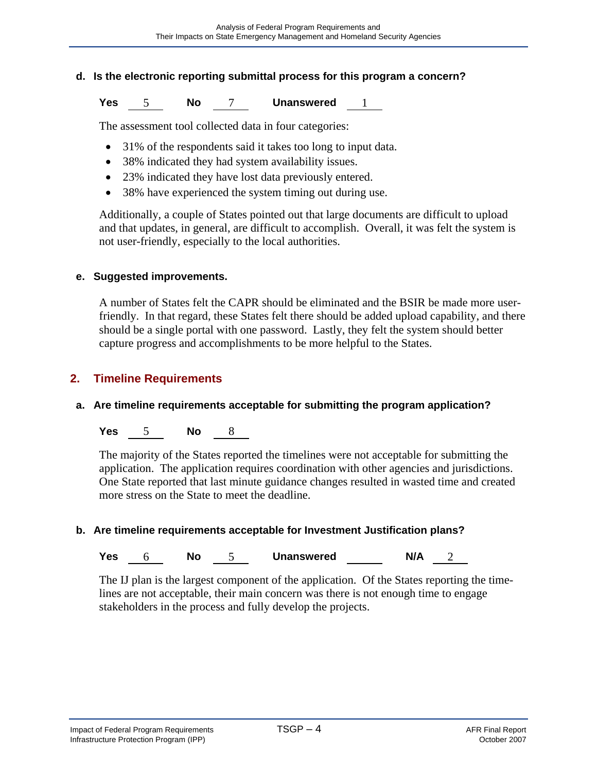**d. Is the electronic reporting submittal process for this program a concern?**

**Yes** 5 **No** 7 **Unanswered** 1

The assessment tool collected data in four categories:

- 31% of the respondents said it takes too long to input data.
- 38% indicated they had system availability issues.
- 23% indicated they have lost data previously entered.
- 38% have experienced the system timing out during use.

Additionally, a couple of States pointed out that large documents are difficult to upload and that updates, in general, are difficult to accomplish. Overall, it was felt the system is not user-friendly, especially to the local authorities.

**e. Suggested improvements.**

A number of States felt the CAPR should be eliminated and the BSIR be made more user-friendly. In that regard, these States felt there should be added upload capability, and there should be a single portal with one password. Lastly, they felt the system should better capture progress and accomplishments to be more helpful to the States.

## 2. Timeline Requirements

**a. Are timeline requirements acceptable for submitting the program application?**

**Yes** 5 **No** 8

The majority of the States reported the timelines were not acceptable for submitting the application. The application requires coordination with other agencies and jurisdictions. One State reported that last minute guidance changes resulted in wasted time and created more stress on the State to meet the deadline.

**b. Are timeline requirements acceptable for Investment Justification plans?**

**Yes** 6 **No** 5 **Unanswered** ____ **N/A** 2

The IJ plan is the largest component of the application. Of the States reporting the timelines are not acceptable, their main concern was there is not enough time to engage stakeholders in the process and fully develop the projects.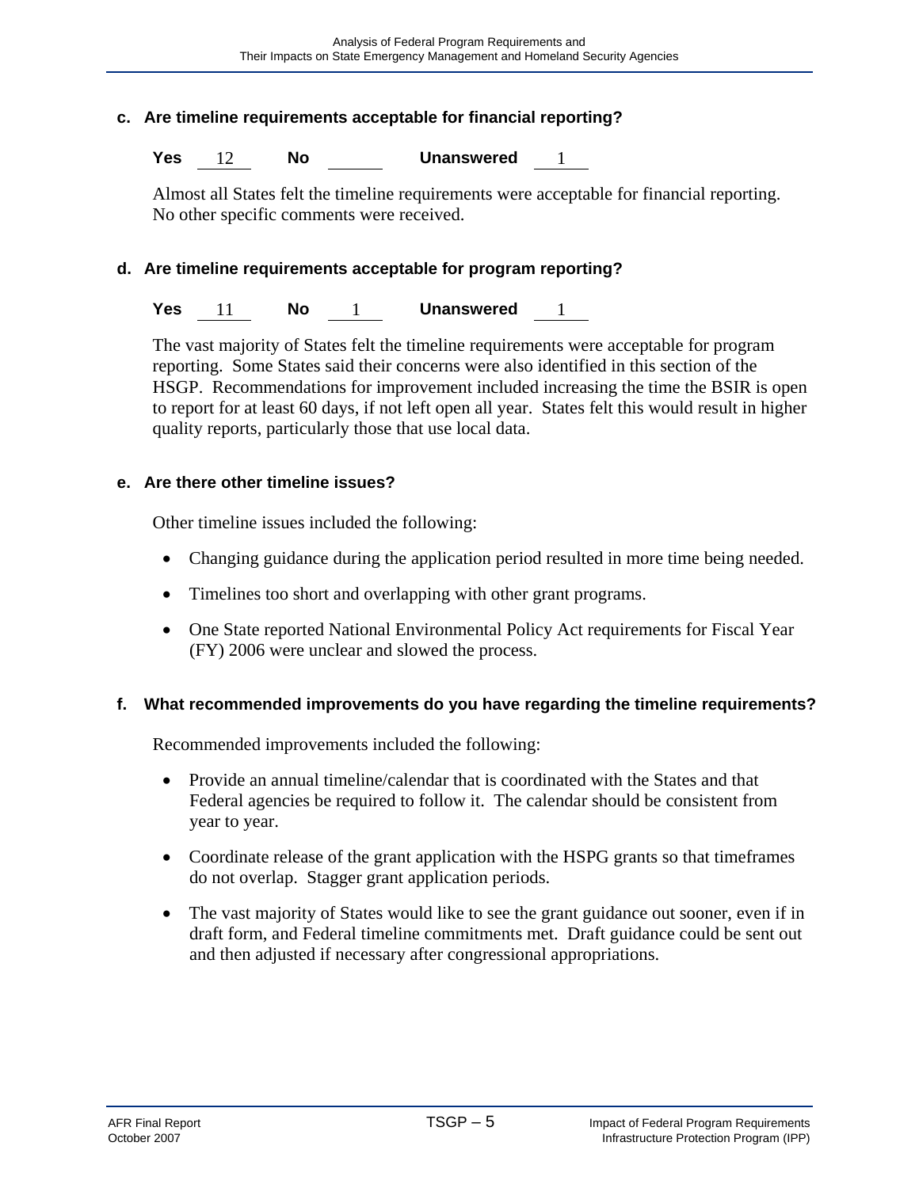**c. Are timeline requirements acceptable for financial reporting?**

**Yes** 12 **No** ____ **Unanswered** 1

Almost all States felt the timeline requirements were acceptable for financial reporting. No other specific comments were received.

**d. Are timeline requirements acceptable for program reporting?**

**Yes** 11 **No** 1 **Unanswered** 1

The vast majority of States felt the timeline requirements were acceptable for program reporting. Some States said their concerns were also identified in this section of the HSGP. Recommendations for improvement included increasing the time the BSIR is open to report for at least 60 days, if not left open all year. States felt this would result in higher quality reports, particularly those that use local data.

**e. Are there other timeline issues?**

Other timeline issues included the following:

- Changing guidance during the application period resulted in more time being needed.
- Timelines too short and overlapping with other grant programs.
- One State reported National Environmental Policy Act requirements for Fiscal Year (FY) 2006 were unclear and slowed the process.

**f. What recommended improvements do you have regarding the timeline requirements?**

Recommended improvements included the following:

- Provide an annual timeline/calendar that is coordinated with the States and that Federal agencies be required to follow it. The calendar should be consistent from year to year.
- Coordinate release of the grant application with the HSPG grants so that timeframes do not overlap. Stagger grant application periods.
- The vast majority of States would like to see the grant guidance out sooner, even if in draft form, and Federal timeline commitments met. Draft guidance could be sent out and then adjusted if necessary after congressional appropriations.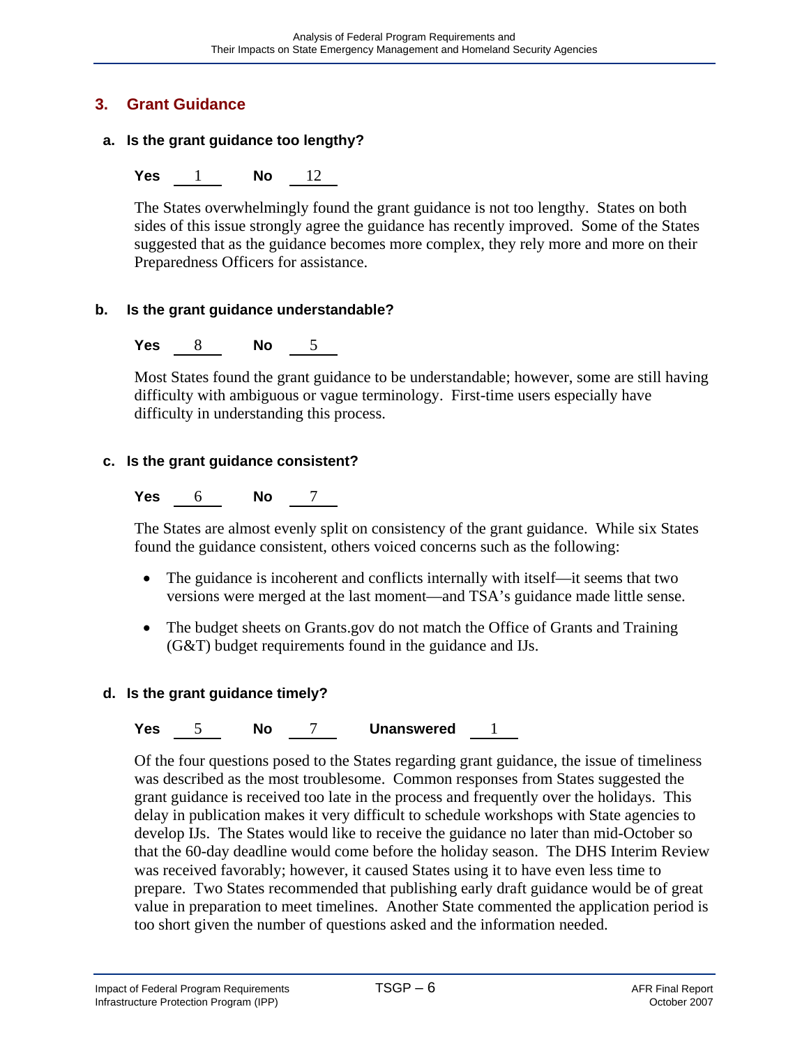## 3. Grant Guidance

### a. Is the grant guidance too lengthy?

**Yes** 1 **No** 12

The States overwhelmingly found the grant guidance is not too lengthy. States on both sides of this issue strongly agree the guidance has recently improved. Some of the States suggested that as the guidance becomes more complex, they rely more and more on their Preparedness Officers for assistance.

### b. Is the grant guidance understandable?

**Yes** 8 **No** 5

Most States found the grant guidance to be understandable; however, some are still having difficulty with ambiguous or vague terminology. First-time users especially have difficulty in understanding this process.

### c. Is the grant guidance consistent?

**Yes** 6 **No** 7

The States are almost evenly split on consistency of the grant guidance. While six States found the guidance consistent, others voiced concerns such as the following:

- The guidance is incoherent and conflicts internally with itself—it seems that two versions were merged at the last moment—and TSA's guidance made little sense.
- The budget sheets on Grants.gov do not match the Office of Grants and Training (G&T) budget requirements found in the guidance and IJs.

### d. Is the grant guidance timely?

**Yes** 5 **No** 7 **Unanswered** 1

Of the four questions posed to the States regarding grant guidance, the issue of timeliness was described as the most troublesome. Common responses from States suggested the grant guidance is received too late in the process and frequently over the holidays. This delay in publication makes it very difficult to schedule workshops with State agencies to develop IJs. The States would like to receive the guidance no later than mid-October so that the 60-day deadline would come before the holiday season. The DHS Interim Review was received favorably; however, it caused States using it to have even less time to prepare. Two States recommended that publishing early draft guidance would be of great value in preparation to meet timelines. Another State commented the application period is too short given the number of questions asked and the information needed.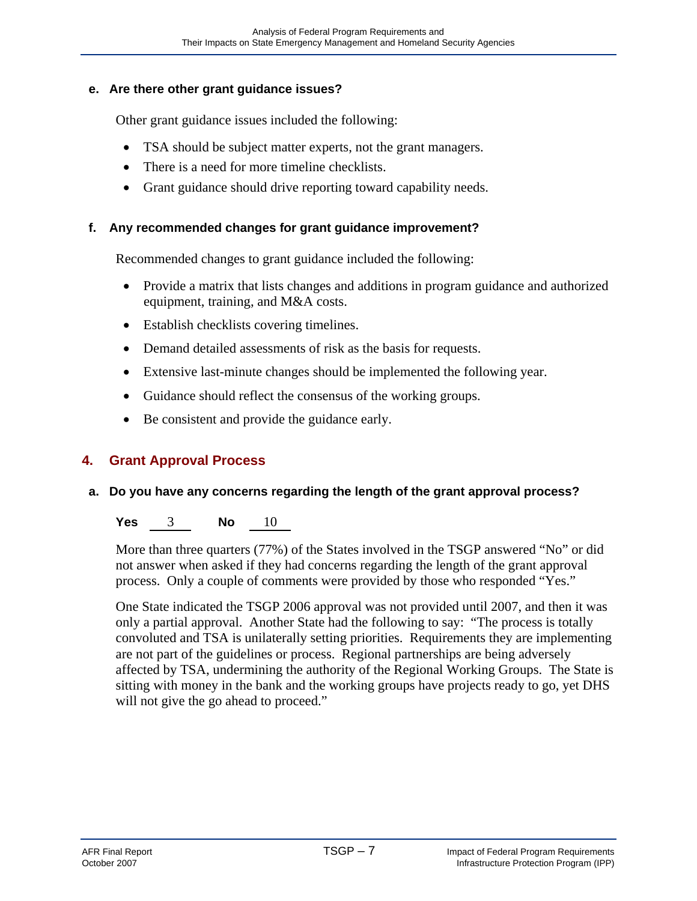#### e. Are there other grant guidance issues?

Other grant guidance issues included the following:

- TSA should be subject matter experts, not the grant managers.
- There is a need for more timeline checklists.
- Grant guidance should drive reporting toward capability needs.

#### f. Any recommended changes for grant guidance improvement?

Recommended changes to grant guidance included the following:

- Provide a matrix that lists changes and additions in program guidance and authorized equipment, training, and M&A costs.
- Establish checklists covering timelines.
- Demand detailed assessments of risk as the basis for requests.
- Extensive last-minute changes should be implemented the following year.
- Guidance should reflect the consensus of the working groups.
- Be consistent and provide the guidance early.

## 4. Grant Approval Process

#### a. Do you have any concerns regarding the length of the grant approval process?

**Yes** 3 **No** 10

More than three quarters (77%) of the States involved in the TSGP answered "No" or did not answer when asked if they had concerns regarding the length of the grant approval process. Only a couple of comments were provided by those who responded "Yes."

One State indicated the TSGP 2006 approval was not provided until 2007, and then it was only a partial approval. Another State had the following to say: "The process is totally convoluted and TSA is unilaterally setting priorities. Requirements they are implementing are not part of the guidelines or process. Regional partnerships are being adversely affected by TSA, undermining the authority of the Regional Working Groups. The State is sitting with money in the bank and the working groups have projects ready to go, yet DHS will not give the go ahead to proceed."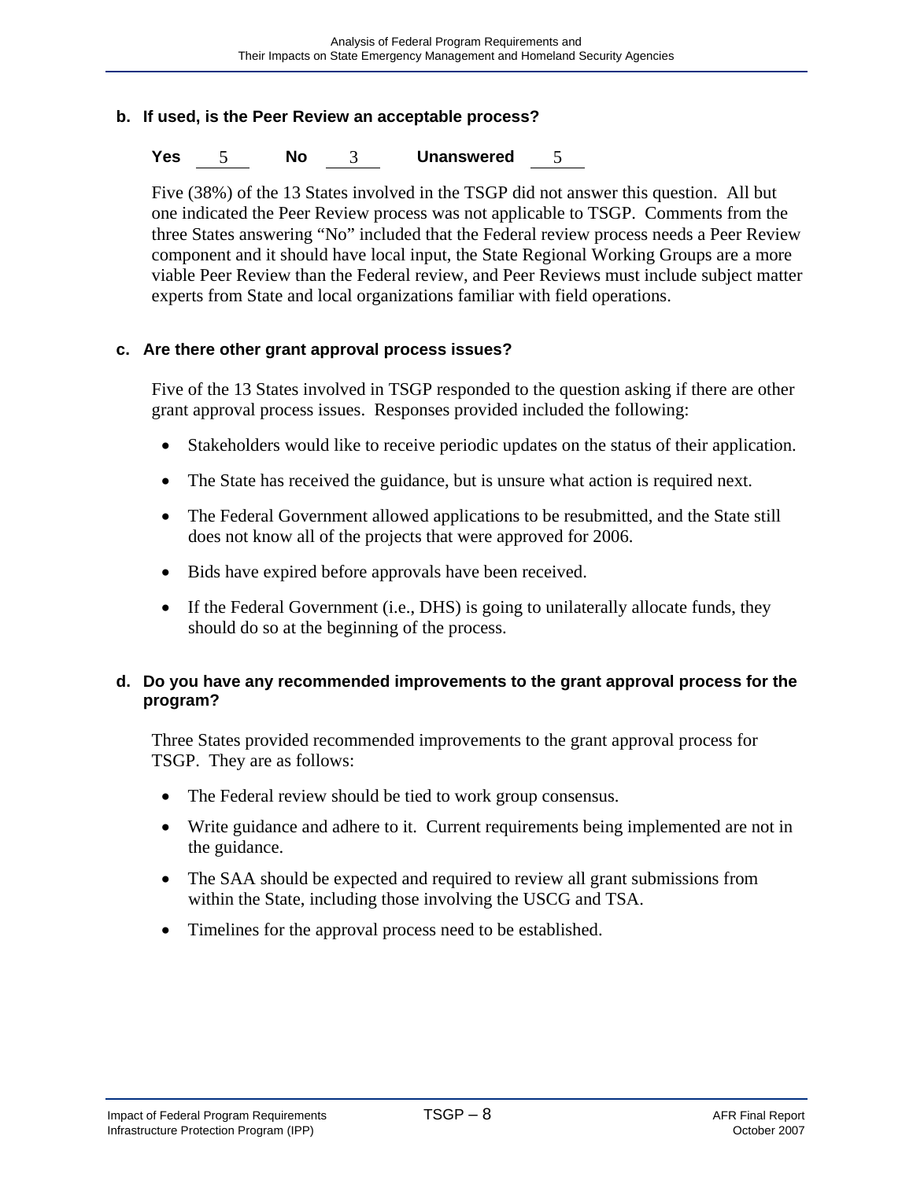**b. If used, is the Peer Review an acceptable process?**

**Yes** 5 **No** 3 **Unanswered** 5

Five (38%) of the 13 States involved in the TSGP did not answer this question. All but one indicated the Peer Review process was not applicable to TSGP. Comments from the three States answering "No" included that the Federal review process needs a Peer Review component and it should have local input, the State Regional Working Groups are a more viable Peer Review than the Federal review, and Peer Reviews must include subject matter experts from State and local organizations familiar with field operations.

**c. Are there other grant approval process issues?**

Five of the 13 States involved in TSGP responded to the question asking if there are other grant approval process issues. Responses provided included the following:

- Stakeholders would like to receive periodic updates on the status of their application.
- The State has received the guidance, but is unsure what action is required next.
- The Federal Government allowed applications to be resubmitted, and the State still does not know all of the projects that were approved for 2006.
- Bids have expired before approvals have been received.
- If the Federal Government (i.e., DHS) is going to unilaterally allocate funds, they should do so at the beginning of the process.

**d. Do you have any recommended improvements to the grant approval process for the program?**

Three States provided recommended improvements to the grant approval process for TSGP. They are as follows:

- The Federal review should be tied to work group consensus.
- Write guidance and adhere to it. Current requirements being implemented are not in the guidance.
- The SAA should be expected and required to review all grant submissions from within the State, including those involving the USCG and TSA.
- Timelines for the approval process need to be established.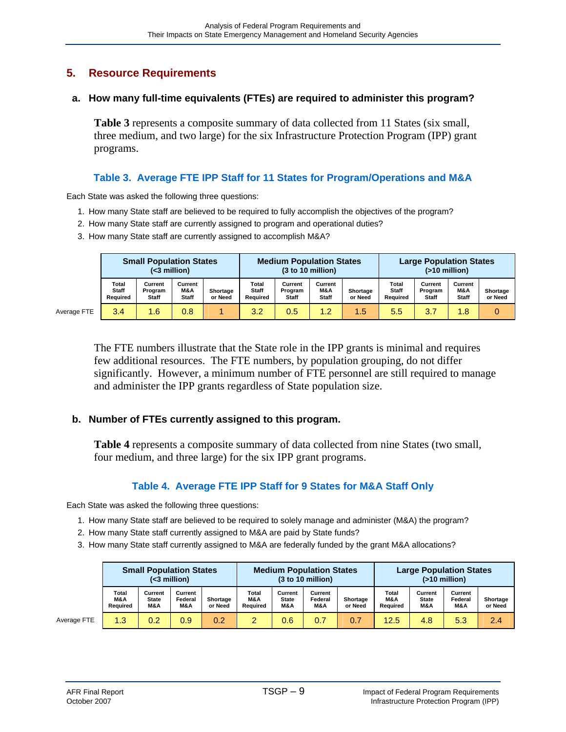## 5. Resource Requirements

### a. How many full-time equivalents (FTEs) are required to administer this program?

**Table 3** represents a composite summary of data collected from 11 States (six small, three medium, and two large) for the six Infrastructure Protection Program (IPP) grant programs.

**Table 3. Average FTE IPP Staff for 11 States for Program/Operations and M&A**

Each State was asked the following three questions:

1. How many State staff are believed to be required to fully accomplish the objectives of the program?
2. How many State staff are currently assigned to program and operational duties?
3. How many State staff are currently assigned to accomplish M&A?

| | Small Population States (<3 million) | | | | Medium Population States (3 to 10 million) | | | | Large Population States (>10 million) | | | |
|---|---|---|---|---|---|---|---|---|---|---|---|---|
| | Total Staff Required | Current Program Staff | Current M&A Staff | Shortage or Need | Total Staff Required | Current Program Staff | Current M&A Staff | Shortage or Need | Total Staff Required | Current Program Staff | Current M&A Staff | Shortage or Need |
| Average FTE | 3.4 | 1.6 | 0.8 | 1 | 3.2 | 0.5 | 1.2 | 1.5 | 5.5 | 3.7 | 1.8 | 0 |

The FTE numbers illustrate that the State role in the IPP grants is minimal and requires few additional resources. The FTE numbers, by population grouping, do not differ significantly. However, a minimum number of FTE personnel are still required to manage and administer the IPP grants regardless of State population size.

### b. Number of FTEs currently assigned to this program.

**Table 4** represents a composite summary of data collected from nine States (two small, four medium, and three large) for the six IPP grant programs.

**Table 4. Average FTE IPP Staff for 9 States for M&A Staff Only**

Each State was asked the following three questions:

1. How many State staff are believed to be required to solely manage and administer (M&A) the program?
2. How many State staff currently assigned to M&A are paid by State funds?
3. How many State staff currently assigned to M&A are federally funded by the grant M&A allocations?

| | Small Population States (<3 million) | | | | Medium Population States (3 to 10 million) | | | | Large Population States (>10 million) | | | |
|---|---|---|---|---|---|---|---|---|---|---|---|---|
| | Total M&A Required | Current State M&A | Current Federal M&A | Shortage or Need | Total M&A Required | Current State M&A | Current Federal M&A | Shortage or Need | Total M&A Required | Current State M&A | Current Federal M&A | Shortage or Need |
| Average FTE | 1.3 | 0.2 | 0.9 | 0.2 | 2 | 0.6 | 0.7 | 0.7 | 12.5 | 4.8 | 5.3 | 2.4 |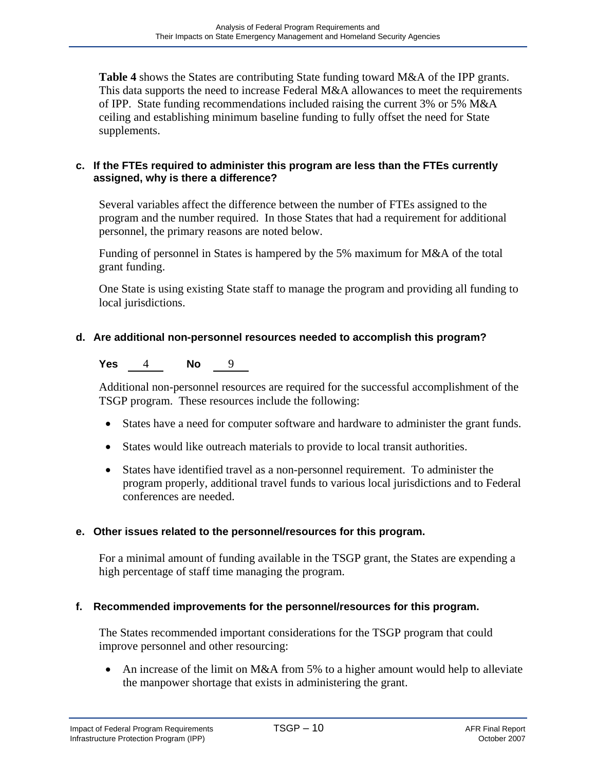**Table 4** shows the States are contributing State funding toward M&A of the IPP grants. This data supports the need to increase Federal M&A allowances to meet the requirements of IPP. State funding recommendations included raising the current 3% or 5% M&A ceiling and establishing minimum baseline funding to fully offset the need for State supplements.

#### c. If the FTEs required to administer this program are less than the FTEs currently assigned, why is there a difference?

Several variables affect the difference between the number of FTEs assigned to the program and the number required. In those States that had a requirement for additional personnel, the primary reasons are noted below.

Funding of personnel in States is hampered by the 5% maximum for M&A of the total grant funding.

One State is using existing State staff to manage the program and providing all funding to local jurisdictions.

#### d. Are additional non-personnel resources needed to accomplish this program?

**Yes** 4 **No** 9

Additional non-personnel resources are required for the successful accomplishment of the TSGP program. These resources include the following:

- States have a need for computer software and hardware to administer the grant funds.
- States would like outreach materials to provide to local transit authorities.
- States have identified travel as a non-personnel requirement. To administer the program properly, additional travel funds to various local jurisdictions and to Federal conferences are needed.

#### e. Other issues related to the personnel/resources for this program.

For a minimal amount of funding available in the TSGP grant, the States are expending a high percentage of staff time managing the program.

#### f. Recommended improvements for the personnel/resources for this program.

The States recommended important considerations for the TSGP program that could improve personnel and other resourcing:

- An increase of the limit on M&A from 5% to a higher amount would help to alleviate the manpower shortage that exists in administering the grant.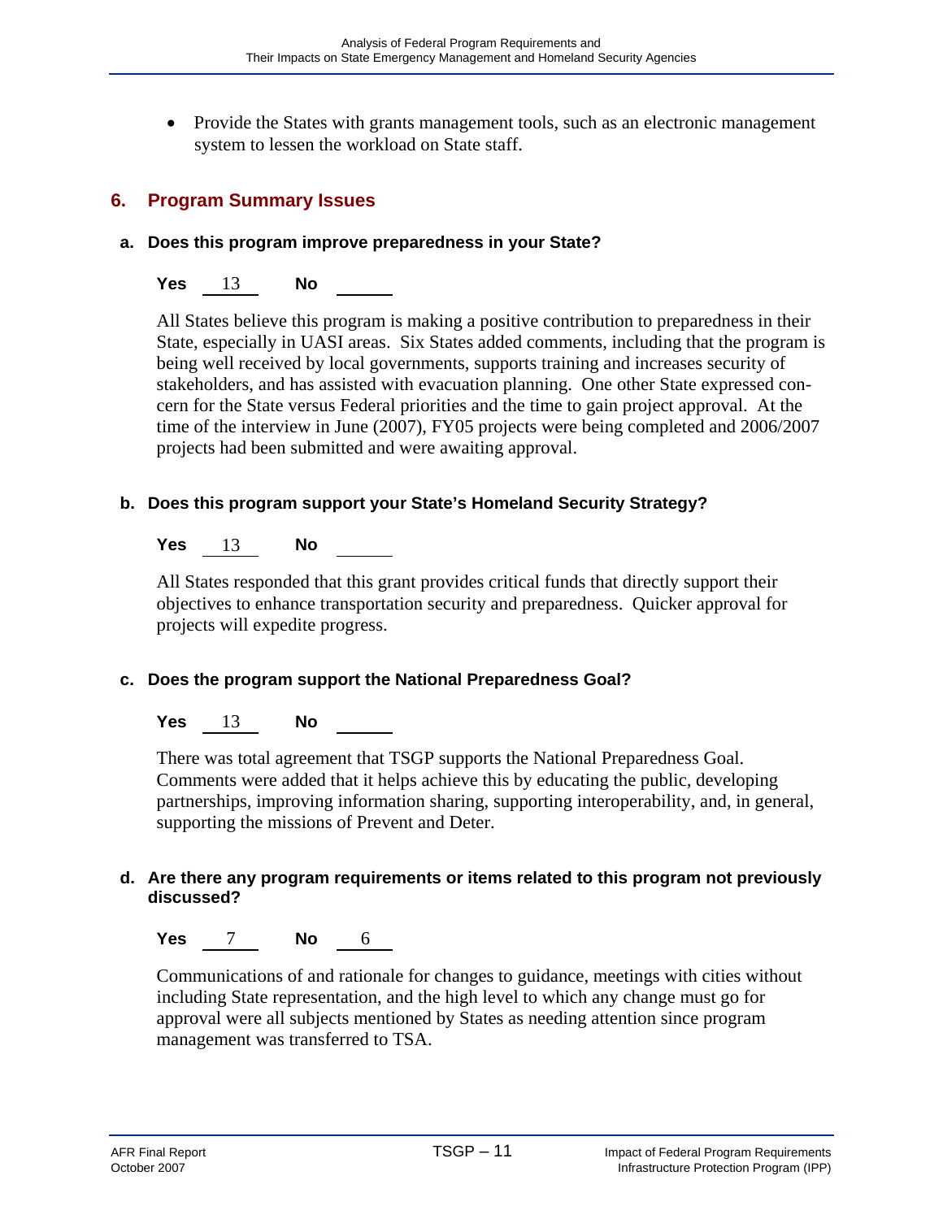- Provide the States with grants management tools, such as an electronic management system to lessen the workload on State staff.

## 6. Program Summary Issues

### a. Does this program improve preparedness in your State?

**Yes** 13 **No** ___

All States believe this program is making a positive contribution to preparedness in their State, especially in UASI areas. Six States added comments, including that the program is being well received by local governments, supports training and increases security of stakeholders, and has assisted with evacuation planning. One other State expressed concern for the State versus Federal priorities and the time to gain project approval. At the time of the interview in June (2007), FY05 projects were being completed and 2006/2007 projects had been submitted and were awaiting approval.

### b. Does this program support your State's Homeland Security Strategy?

**Yes** 13 **No** ___

All States responded that this grant provides critical funds that directly support their objectives to enhance transportation security and preparedness. Quicker approval for projects will expedite progress.

### c. Does the program support the National Preparedness Goal?

**Yes** 13 **No** ___

There was total agreement that TSGP supports the National Preparedness Goal. Comments were added that it helps achieve this by educating the public, developing partnerships, improving information sharing, supporting interoperability, and, in general, supporting the missions of Prevent and Deter.

### d. Are there any program requirements or items related to this program not previously discussed?

**Yes** 7 **No** 6

Communications of and rationale for changes to guidance, meetings with cities without including State representation, and the high level to which any change must go for approval were all subjects mentioned by States as needing attention since program management was transferred to TSA.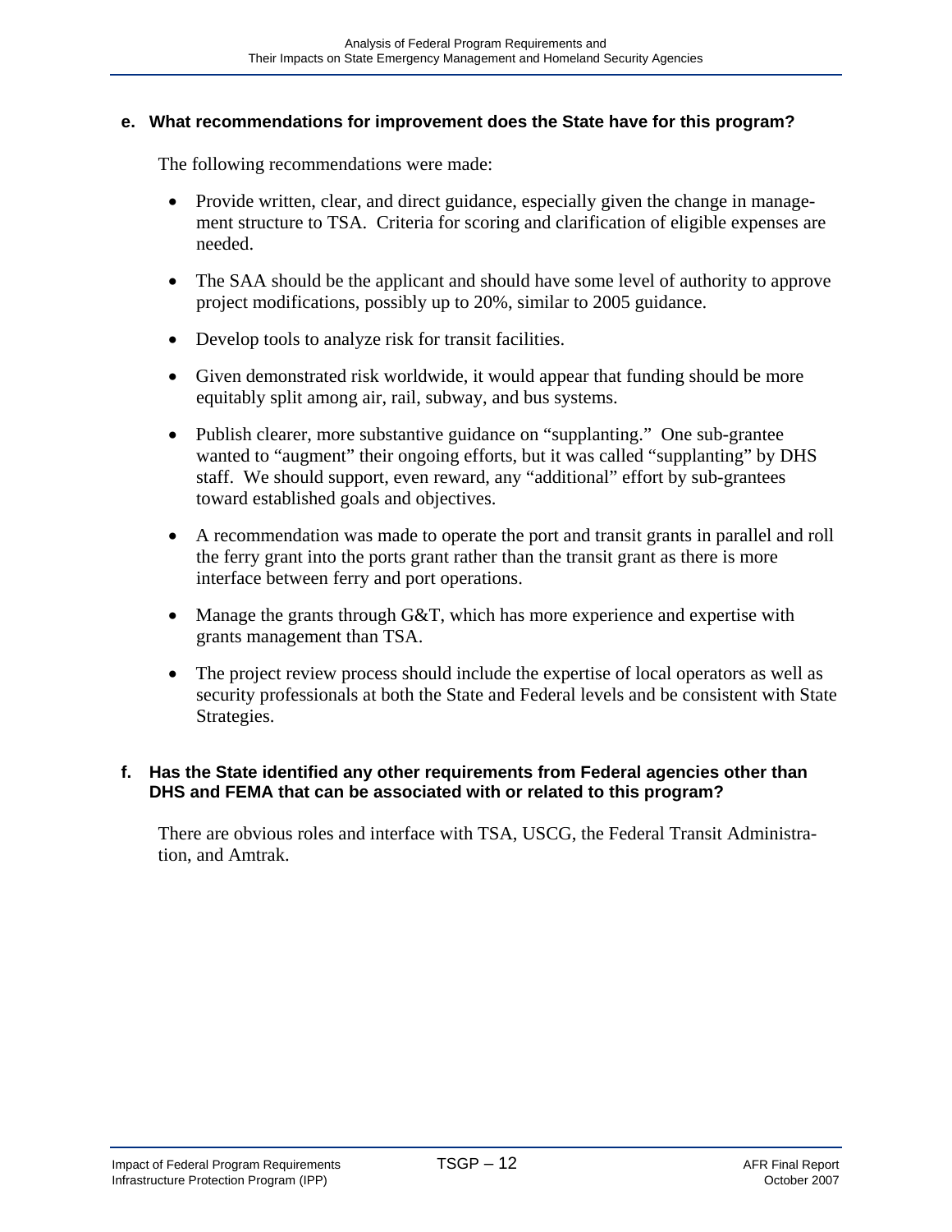**e. What recommendations for improvement does the State have for this program?**

The following recommendations were made:

- Provide written, clear, and direct guidance, especially given the change in management structure to TSA. Criteria for scoring and clarification of eligible expenses are needed.
- The SAA should be the applicant and should have some level of authority to approve project modifications, possibly up to 20%, similar to 2005 guidance.
- Develop tools to analyze risk for transit facilities.
- Given demonstrated risk worldwide, it would appear that funding should be more equitably split among air, rail, subway, and bus systems.
- Publish clearer, more substantive guidance on "supplanting." One sub-grantee wanted to "augment" their ongoing efforts, but it was called "supplanting" by DHS staff. We should support, even reward, any "additional" effort by sub-grantees toward established goals and objectives.
- A recommendation was made to operate the port and transit grants in parallel and roll the ferry grant into the ports grant rather than the transit grant as there is more interface between ferry and port operations.
- Manage the grants through G&T, which has more experience and expertise with grants management than TSA.
- The project review process should include the expertise of local operators as well as security professionals at both the State and Federal levels and be consistent with State Strategies.

**f. Has the State identified any other requirements from Federal agencies other than DHS and FEMA that can be associated with or related to this program?**

There are obvious roles and interface with TSA, USCG, the Federal Transit Administration, and Amtrak.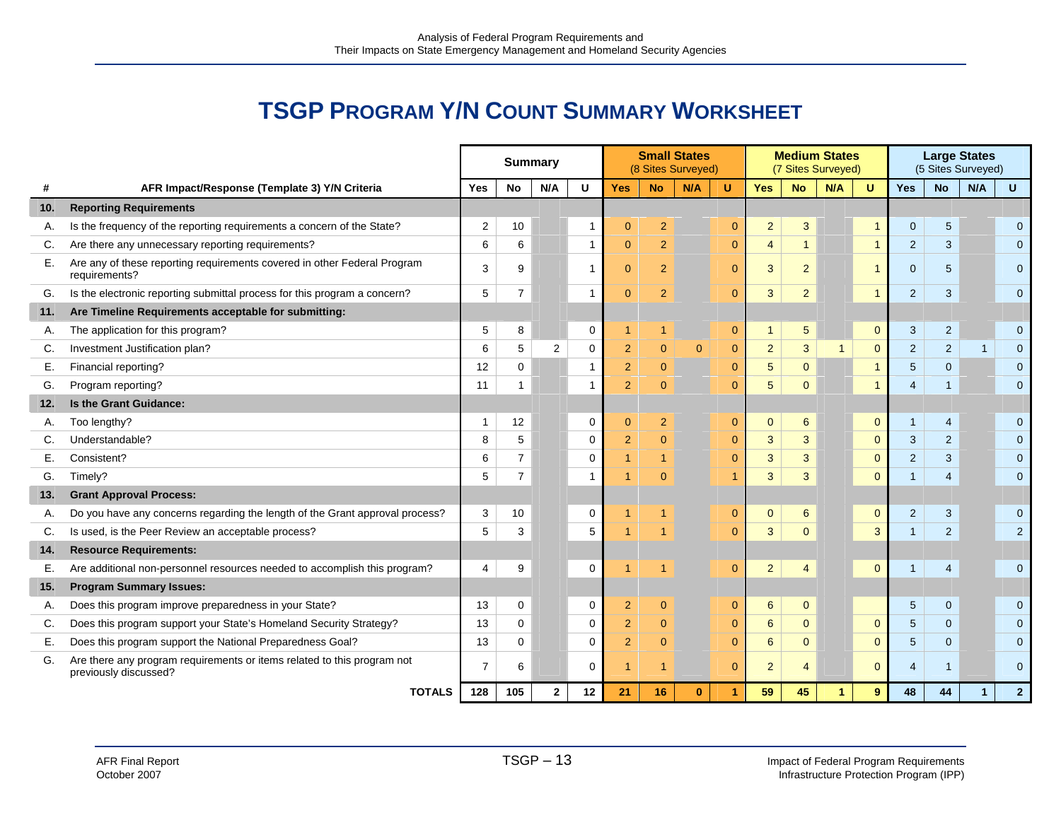# TSGP Program Y/N Count Summary Worksheet

| # | AFR Impact/Response (Template 3) Y/N Criteria | Summary | | | | Small States (8 Sites Surveyed) | | | | Medium States (7 Sites Surveyed) | | | | Large States (5 Sites Surveyed) | | | |
|---|---|---|---|---|---|---|---|---|---|---|---|---|---|---|---|---|---|
| | | Yes | No | N/A | U | Yes | No | N/A | U | Yes | No | N/A | U | Yes | No | N/A | U |
| **10.** | **Reporting Requirements** | | | | | | | | | | | | | | | | |
| A. | Is the frequency of the reporting requirements a concern of the State? | 2 | 10 | | 1 | 0 | 2 | | 0 | 2 | 3 | | 1 | 0 | 5 | | 0 |
| C. | Are there any unnecessary reporting requirements? | 6 | 6 | | 1 | 0 | 2 | | 0 | 4 | 1 | | 1 | 2 | 3 | | 0 |
| E. | Are any of these reporting requirements covered in other Federal Program requirements? | 3 | 9 | | 1 | 0 | 2 | | 0 | 3 | 2 | | 1 | 0 | 5 | | 0 |
| G. | Is the electronic reporting submittal process for this program a concern? | 5 | 7 | | 1 | 0 | 2 | | 0 | 3 | 2 | | 1 | 2 | 3 | | 0 |
| **11.** | **Are Timeline Requirements acceptable for submitting:** | | | | | | | | | | | | | | | | |
| A. | The application for this program? | 5 | 8 | | 0 | 1 | 1 | | 0 | 1 | 5 | | 0 | 3 | 2 | | 0 |
| C. | Investment Justification plan? | 6 | 5 | 2 | 0 | 2 | 0 | 0 | 0 | 2 | 3 | 1 | 0 | 2 | 2 | 1 | 0 |
| E. | Financial reporting? | 12 | 0 | | 1 | 2 | 0 | | 0 | 5 | 0 | | 1 | 5 | 0 | | 0 |
| G. | Program reporting? | 11 | 1 | | 1 | 2 | 0 | | 0 | 5 | 0 | | 1 | 4 | 1 | | 0 |
| **12.** | **Is the Grant Guidance:** | | | | | | | | | | | | | | | | |
| A. | Too lengthy? | 1 | 12 | | 0 | 0 | 2 | | 0 | 0 | 6 | | 0 | 1 | 4 | | 0 |
| C. | Understandable? | 8 | 5 | | 0 | 2 | 0 | | 0 | 3 | 3 | | 0 | 3 | 2 | | 0 |
| E. | Consistent? | 6 | 7 | | 0 | 1 | 1 | | 0 | 3 | 3 | | 0 | 2 | 3 | | 0 |
| G. | Timely? | 5 | 7 | | 1 | 1 | 0 | | 1 | 3 | 3 | | 0 | 1 | 4 | | 0 |
| **13.** | **Grant Approval Process:** | | | | | | | | | | | | | | | | |
| A. | Do you have any concerns regarding the length of the Grant approval process? | 3 | 10 | | 0 | 1 | 1 | | 0 | 0 | 6 | | 0 | 2 | 3 | | 0 |
| C. | Is used, is the Peer Review an acceptable process? | 5 | 3 | | 5 | 1 | 1 | | 0 | 3 | 0 | | 3 | 1 | 2 | | 2 |
| **14.** | **Resource Requirements:** | | | | | | | | | | | | | | | | |
| E. | Are additional non-personnel resources needed to accomplish this program? | 4 | 9 | | 0 | 1 | 1 | | 0 | 2 | 4 | | 0 | 1 | 4 | | 0 |
| **15.** | **Program Summary Issues:** | | | | | | | | | | | | | | | | |
| A. | Does this program improve preparedness in your State? | 13 | 0 | | 0 | 2 | 0 | | 0 | 6 | 0 | | | 5 | 0 | | 0 |
| C. | Does this program support your State's Homeland Security Strategy? | 13 | 0 | | 0 | 2 | 0 | | 0 | 6 | 0 | | 0 | 5 | 0 | | 0 |
| E. | Does this program support the National Preparedness Goal? | 13 | 0 | | 0 | 2 | 0 | | 0 | 6 | 0 | | 0 | 5 | 0 | | 0 |
| G. | Are there any program requirements or items related to this program not previously discussed? | 7 | 6 | | 0 | 1 | 1 | | 0 | 2 | 4 | | 0 | 4 | 1 | | 0 |
| | **TOTALS** | **128** | **105** | **2** | **12** | **21** | **16** | **0** | **1** | **59** | **45** | **1** | **9** | **48** | **44** | **1** | **2** |